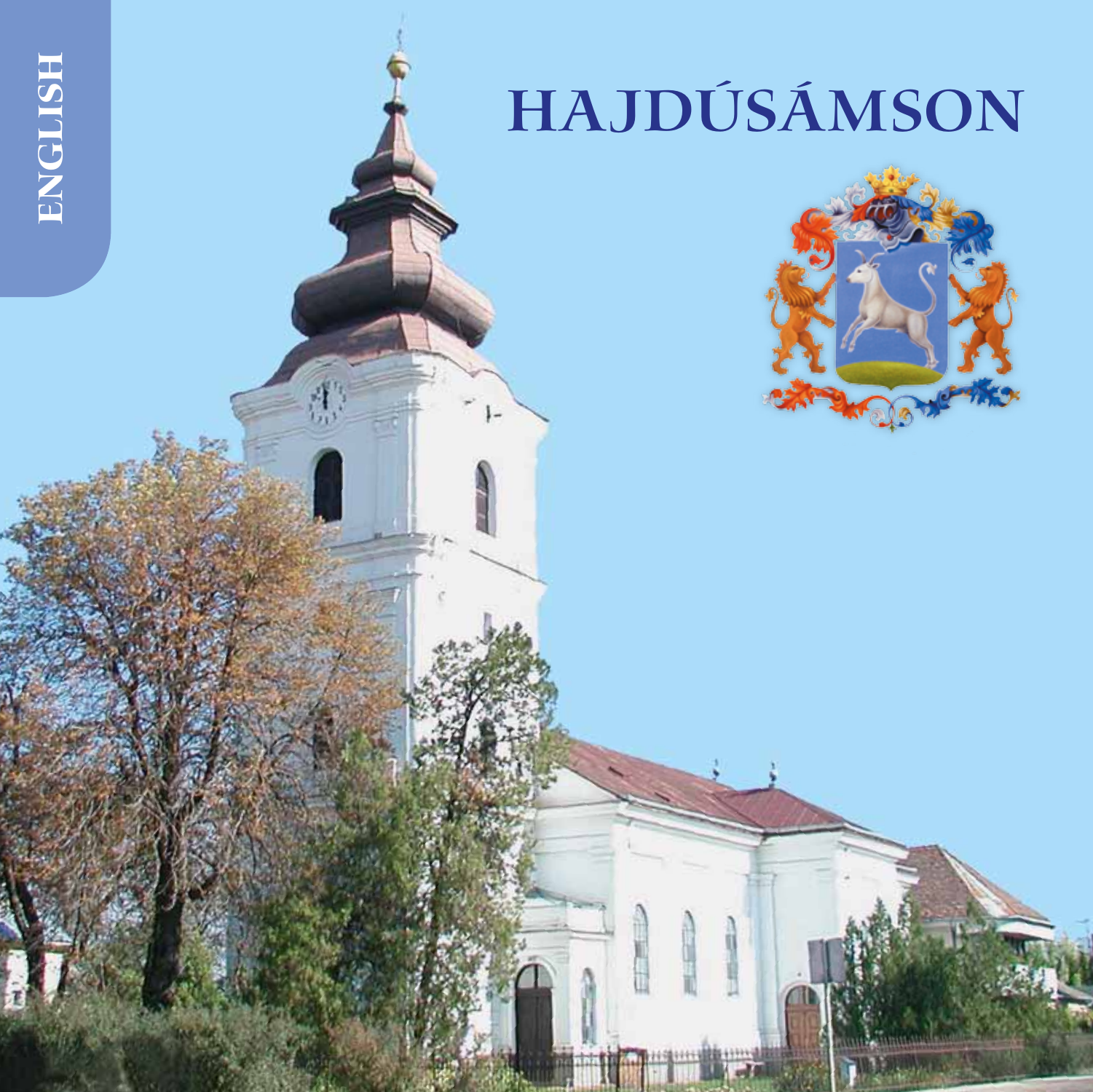ENGLISH

# HAJDÚSÁMSON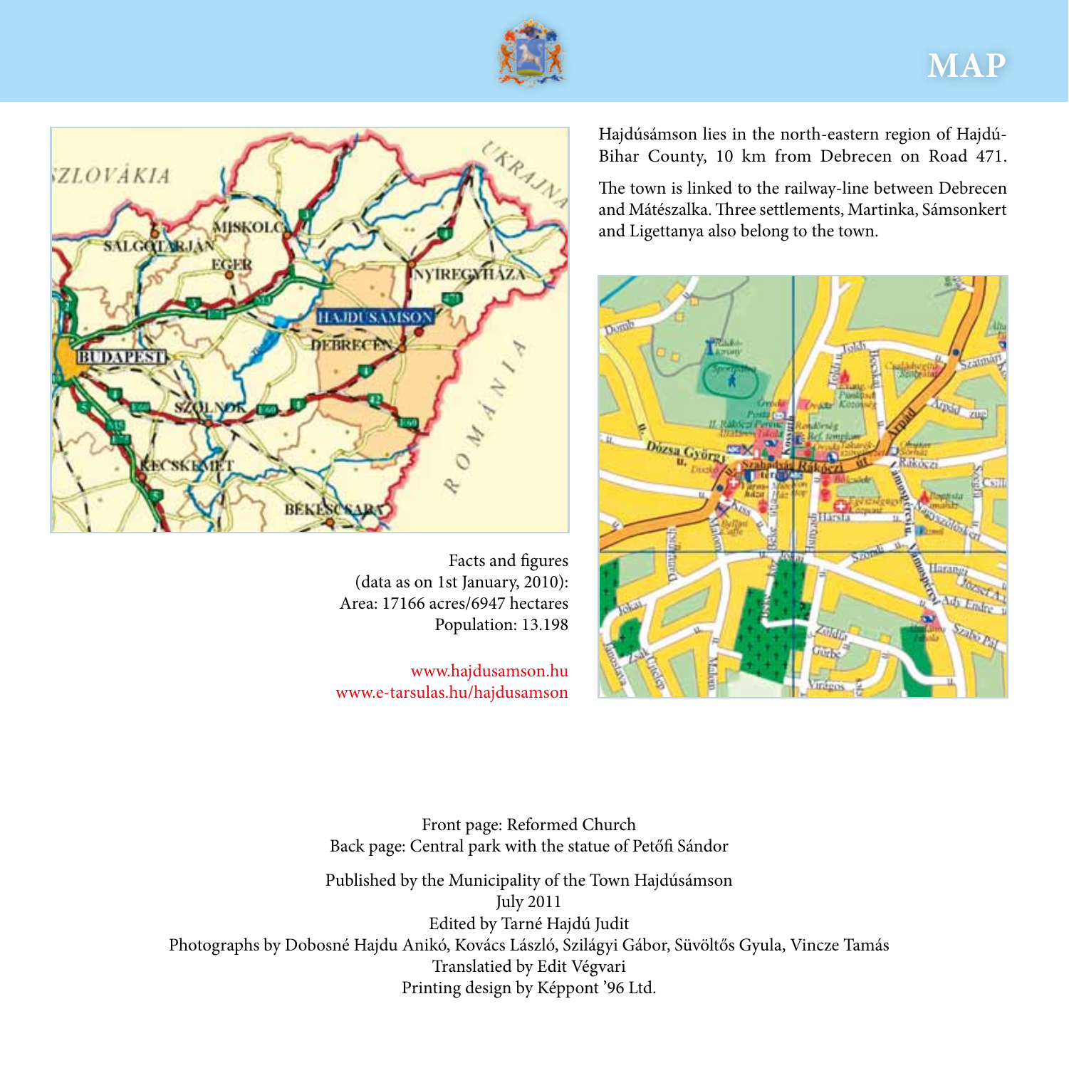# MAP

Hajdúsámson lies in the north-eastern region of Hajdú-Bihar County, 10 km from Debrecen on Road 471.

The town is linked to the railway-line between Debrecen and Mátészalka. Three settlements, Martinka, Sámsonkert and Ligettanya also belong to the town.

Facts and figures
(data as on 1st January, 2010):
Area: 17166 acres/6947 hectares
Population: 13.198

www.hajdusamson.hu
www.e-tarsulas.hu/hajdusamson

Front page: Reformed Church
Back page: Central park with the statue of Petőfi Sándor

Published by the Municipality of the Town Hajdúsámson
July 2011
Edited by Tarné Hajdú Judit
Photographs by Dobosné Hajdu Anikó, Kovács László, Szilágyi Gábor, Süvöltős Gyula, Vincze Tamás
Translatied by Edit Végvari
Printing design by Képpont '96 Ltd.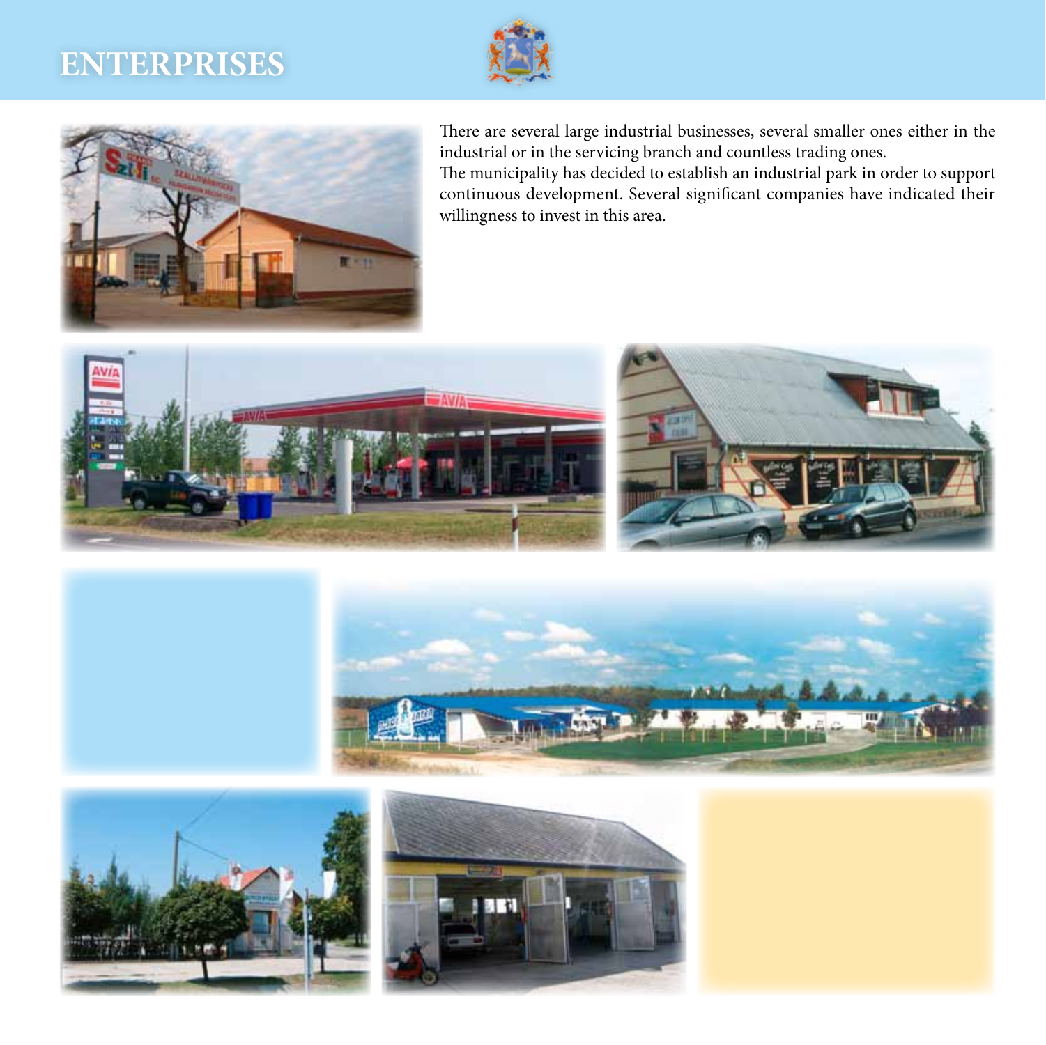# ENTERPRISES

There are several large industrial businesses, several smaller ones either in the industrial or in the servicing branch and countless trading ones.
The municipality has decided to establish an industrial park in order to support continuous development. Several significant companies have indicated their willingness to invest in this area.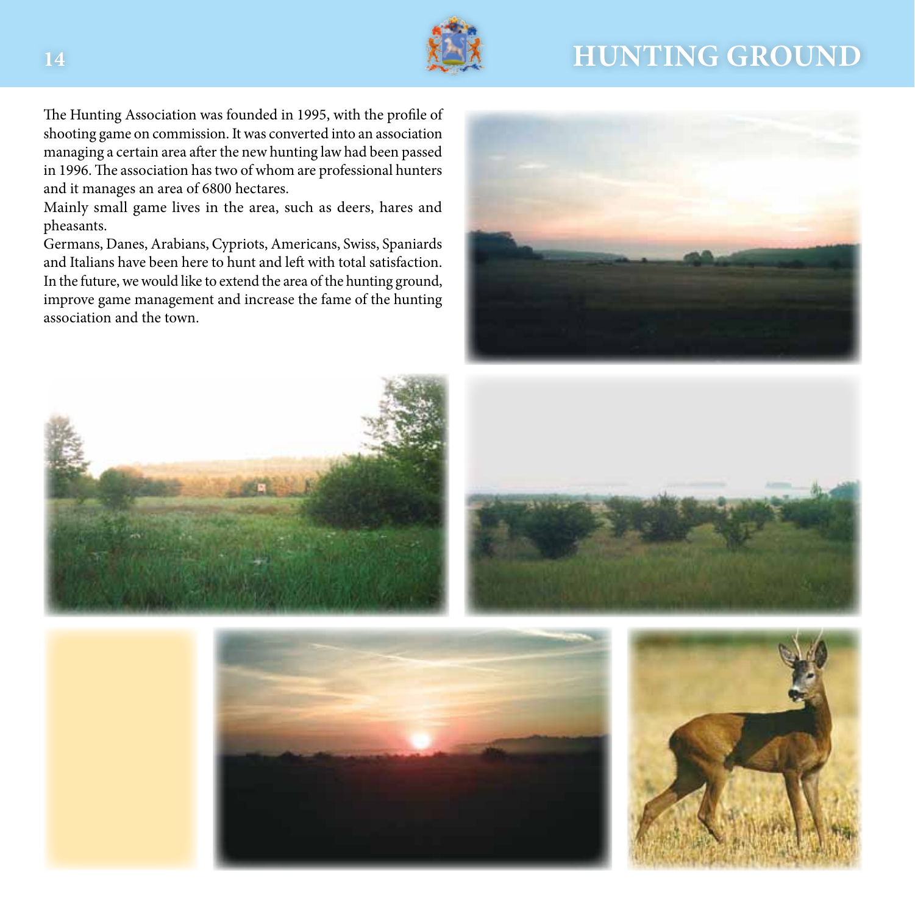# HUNTING GROUND

The Hunting Association was founded in 1995, with the profile of shooting game on commission. It was converted into an association managing a certain area after the new hunting law had been passed in 1996. The association has two of whom are professional hunters and it manages an area of 6800 hectares.

Mainly small game lives in the area, such as deers, hares and pheasants.

Germans, Danes, Arabians, Cypriots, Americans, Swiss, Spaniards and Italians have been here to hunt and left with total satisfaction.

In the future, we would like to extend the area of the hunting ground, improve game management and increase the fame of the hunting association and the town.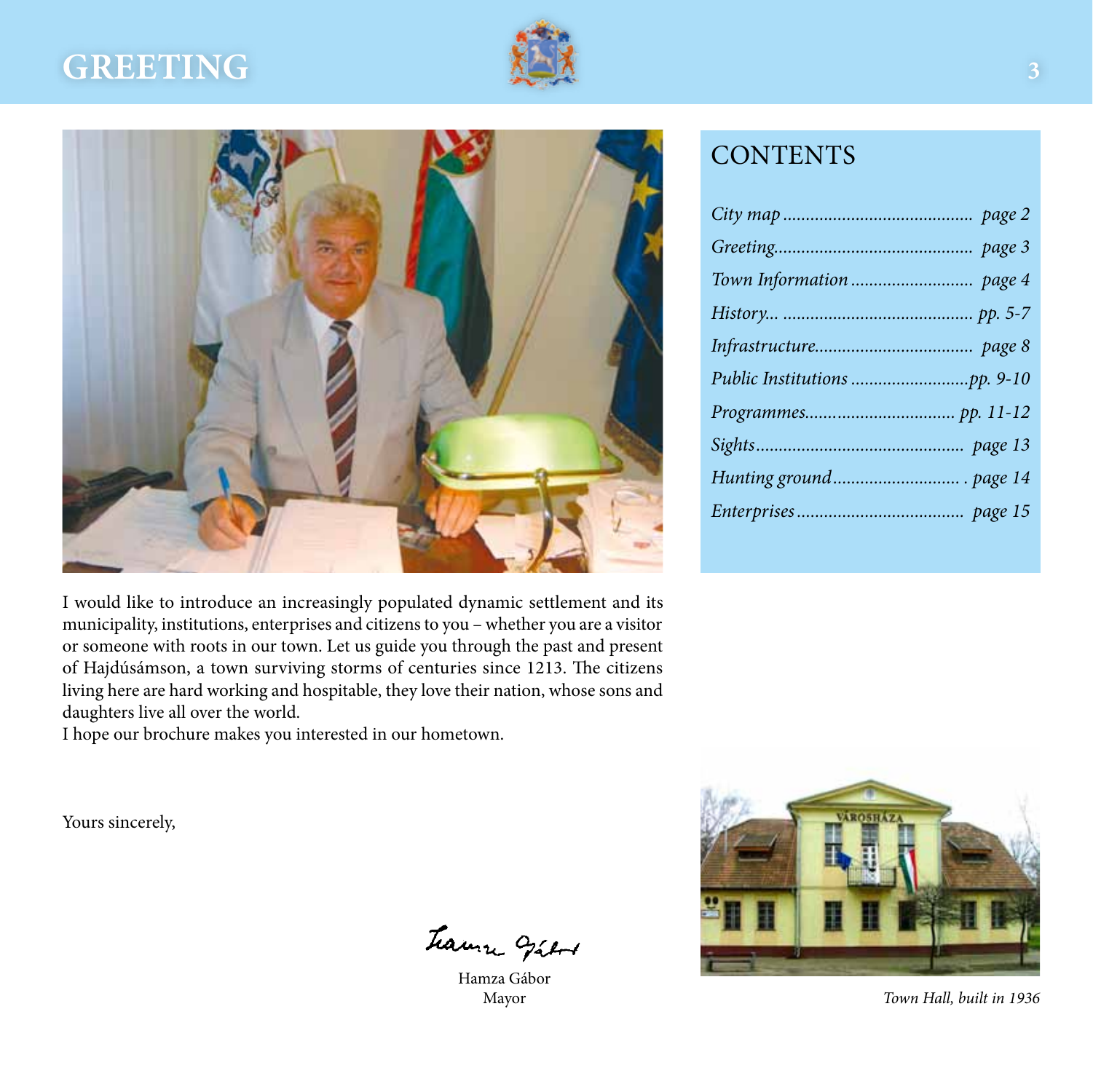# GREETING

## CONTENTS

| | |
|---|---|
| *City map* | *page 2* |
| *Greeting* | *page 3* |
| *Town Information* | *page 4* |
| *History...* | *pp. 5-7* |
| *Infrastructure* | *page 8* |
| *Public Institutions* | *pp. 9-10* |
| *Programmes* | *pp. 11-12* |
| *Sights* | *page 13* |
| *Hunting ground* | *page 14* |
| *Enterprises* | *page 15* |

I would like to introduce an increasingly populated dynamic settlement and its municipality, institutions, enterprises and citizens to you – whether you are a visitor or someone with roots in our town. Let us guide you through the past and present of Hajdúsámson, a town surviving storms of centuries since 1213. The citizens living here are hard working and hospitable, they love their nation, whose sons and daughters live all over the world.
I hope our brochure makes you interested in our hometown.

Yours sincerely,

Hamza Gábor
Mayor

*Town Hall, built in 1936*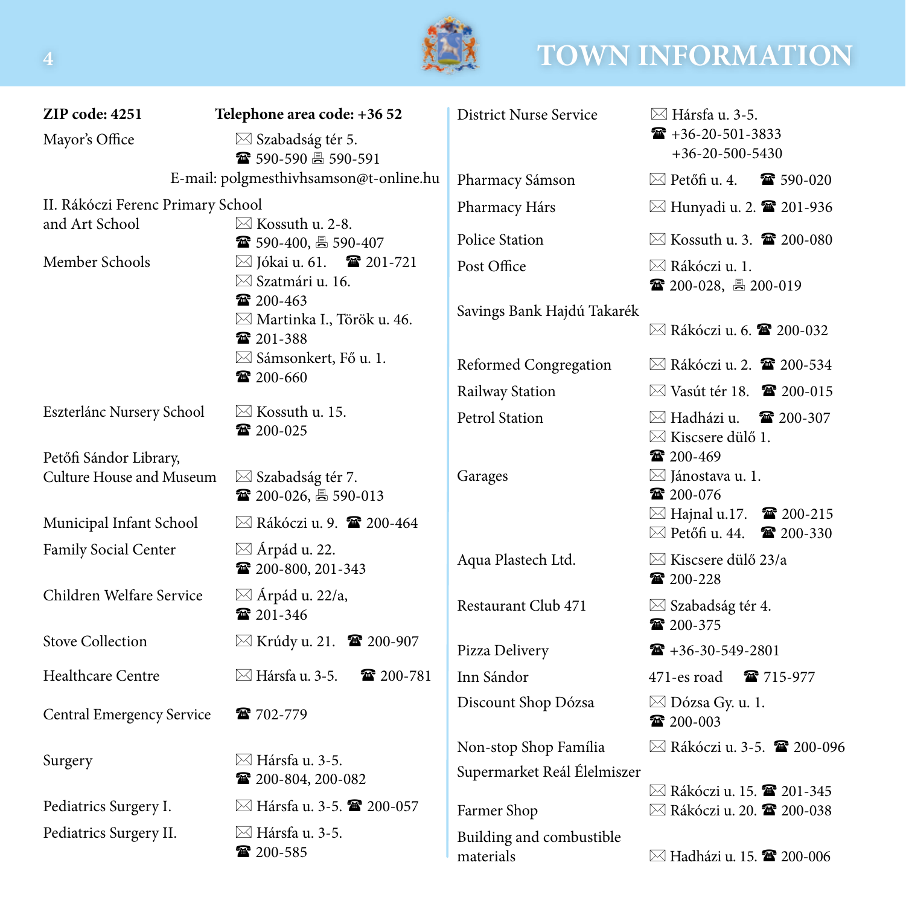# TOWN INFORMATION

**ZIP code: 4251** **Telephone area code: +36 52**

| | |
|---|---|
| Mayor's Office | ✉ Szabadság tér 5. ☎ 590-590 🖷 590-591 E-mail: polgmesthivhsamson@t-online.hu |
| II. Rákóczi Ferenc Primary School and Art School | ✉ Kossuth u. 2-8. ☎ 590-400, 🖷 590-407 |
| Member Schools | ✉ Jókai u. 61. ☎ 201-721 ✉ Szatmári u. 16. ☎ 200-463 ✉ Martinka I., Török u. 46. ☎ 201-388 ✉ Sámsonkert, Fő u. 1. ☎ 200-660 |
| Eszterlánc Nursery School | ✉ Kossuth u. 15. ☎ 200-025 |
| Petőfi Sándor Library, Culture House and Museum | ✉ Szabadság tér 7. ☎ 200-026, 🖷 590-013 |
| Municipal Infant School | ✉ Rákóczi u. 9. ☎ 200-464 |
| Family Social Center | ✉ Árpád u. 22. ☎ 200-800, 201-343 |
| Children Welfare Service | ✉ Árpád u. 22/a, ☎ 201-346 |
| Stove Collection | ✉ Krúdy u. 21. ☎ 200-907 |
| Healthcare Centre | ✉ Hársfa u. 3-5. ☎ 200-781 |
| Central Emergency Service | ☎ 702-779 |
| Surgery | ✉ Hársfa u. 3-5. ☎ 200-804, 200-082 |
| Pediatrics Surgery I. | ✉ Hársfa u. 3-5. ☎ 200-057 |
| Pediatrics Surgery II. | ✉ Hársfa u. 3-5. ☎ 200-585 |
| District Nurse Service | ✉ Hársfa u. 3-5. ☎ +36-20-501-3833 +36-20-500-5430 |
| Pharmacy Sámson | ✉ Petőfi u. 4. ☎ 590-020 |
| Pharmacy Hárs | ✉ Hunyadi u. 2. ☎ 201-936 |
| Police Station | ✉ Kossuth u. 3. ☎ 200-080 |
| Post Office | ✉ Rákóczi u. 1. ☎ 200-028, 🖷 200-019 |
| Savings Bank Hajdú Takarék | ✉ Rákóczi u. 6. ☎ 200-032 |
| Reformed Congregation | ✉ Rákóczi u. 2. ☎ 200-534 |
| Railway Station | ✉ Vasút tér 18. ☎ 200-015 |
| Petrol Station | ✉ Hadházi u. ☎ 200-307 ✉ Kiscsere dülő 1. ☎ 200-469 |
| Garages | ✉ Jánostava u. 1. ☎ 200-076 ✉ Hajnal u.17. ☎ 200-215 ✉ Petőfi u. 44. ☎ 200-330 |
| Aqua Plastech Ltd. | ✉ Kiscsere dülő 23/a ☎ 200-228 |
| Restaurant Club 471 | ✉ Szabadság tér 4. ☎ 200-375 |
| Pizza Delivery | ☎ +36-30-549-2801 |
| Inn Sándor | 471-es road ☎ 715-977 |
| Discount Shop Dózsa | ✉ Dózsa Gy. u. 1. ☎ 200-003 |
| Non-stop Shop Família | ✉ Rákóczi u. 3-5. ☎ 200-096 |
| Supermarket Reál Élelmiszer | ✉ Rákóczi u. 15. ☎ 201-345 |
| Farmer Shop | ✉ Rákóczi u. 20. ☎ 200-038 |
| Building and combustible materials | ✉ Hadházi u. 15. ☎ 200-006 |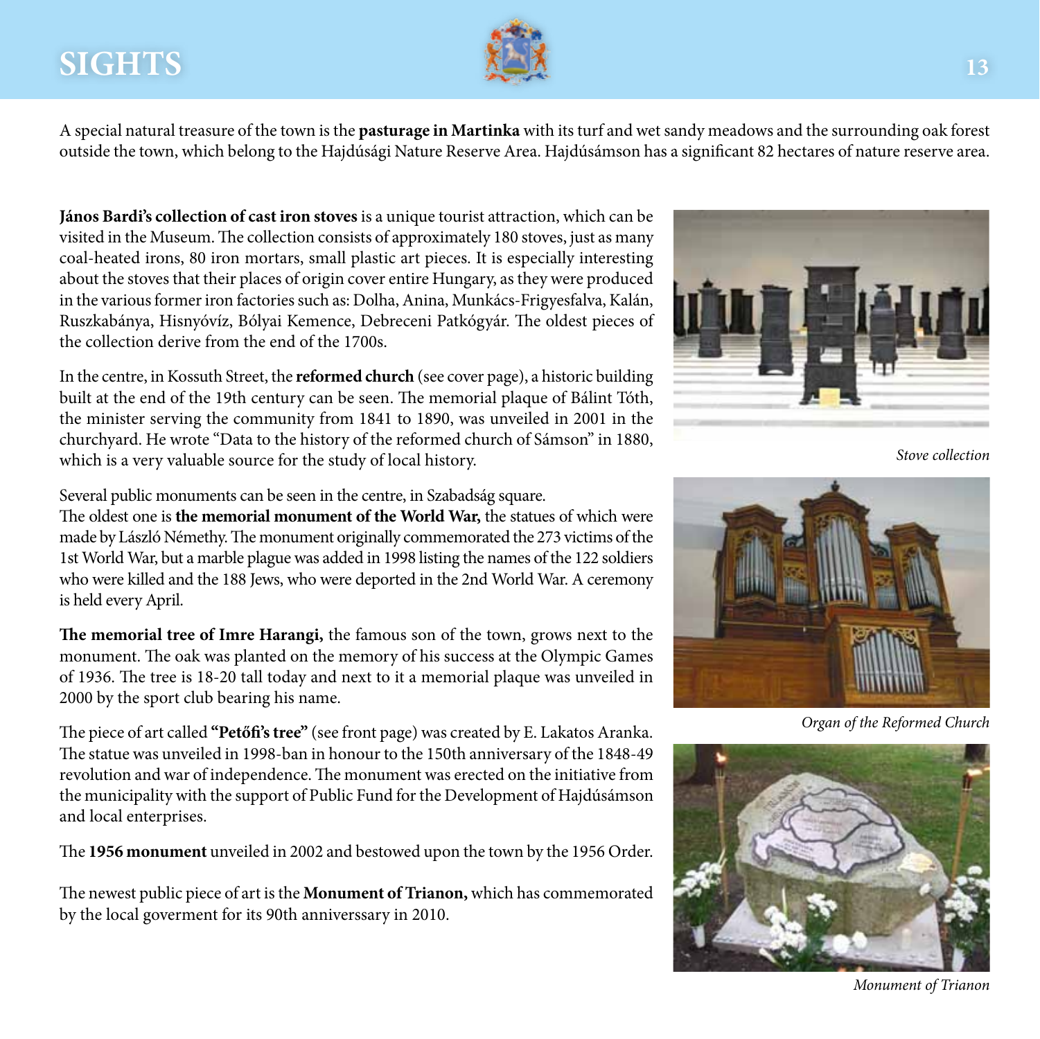# SIGHTS

A special natural treasure of the town is the **pasturage in Martinka** with its turf and wet sandy meadows and the surrounding oak forest outside the town, which belong to the Hajdúsági Nature Reserve Area. Hajdúsámson has a significant 82 hectares of nature reserve area.

**János Bardi's collection of cast iron stoves** is a unique tourist attraction, which can be visited in the Museum. The collection consists of approximately 180 stoves, just as many coal-heated irons, 80 iron mortars, small plastic art pieces. It is especially interesting about the stoves that their places of origin cover entire Hungary, as they were produced in the various former iron factories such as: Dolha, Anina, Munkács-Frigyesfalva, Kalán, Ruszkabánya, Hisnyóvíz, Bólyai Kemence, Debreceni Patkógyár. The oldest pieces of the collection derive from the end of the 1700s.

In the centre, in Kossuth Street, the **reformed church** (see cover page), a historic building built at the end of the 19th century can be seen. The memorial plaque of Bálint Tóth, the minister serving the community from 1841 to 1890, was unveiled in 2001 in the churchyard. He wrote "Data to the history of the reformed church of Sámson" in 1880, which is a very valuable source for the study of local history.

Several public monuments can be seen in the centre, in Szabadság square.
The oldest one is **the memorial monument of the World War,** the statues of which were made by László Némethy. The monument originally commemorated the 273 victims of the 1st World War, but a marble plague was added in 1998 listing the names of the 122 soldiers who were killed and the 188 Jews, who were deported in the 2nd World War. A ceremony is held every April.

**The memorial tree of Imre Harangi,** the famous son of the town, grows next to the monument. The oak was planted on the memory of his success at the Olympic Games of 1936. The tree is 18-20 tall today and next to it a memorial plaque was unveiled in 2000 by the sport club bearing his name.

The piece of art called **"Petőfi's tree"** (see front page) was created by E. Lakatos Aranka. The statue was unveiled in 1998-ban in honour to the 150th anniversary of the 1848-49 revolution and war of independence. The monument was erected on the initiative from the municipality with the support of Public Fund for the Development of Hajdúsámson and local enterprises.

The **1956 monument** unveiled in 2002 and bestowed upon the town by the 1956 Order.

The newest public piece of art is the **Monument of Trianon,** which has commemorated by the local goverment for its 90th anniverssary in 2010.

*Stove collection*

*Organ of the Reformed Church*

*Monument of Trianon*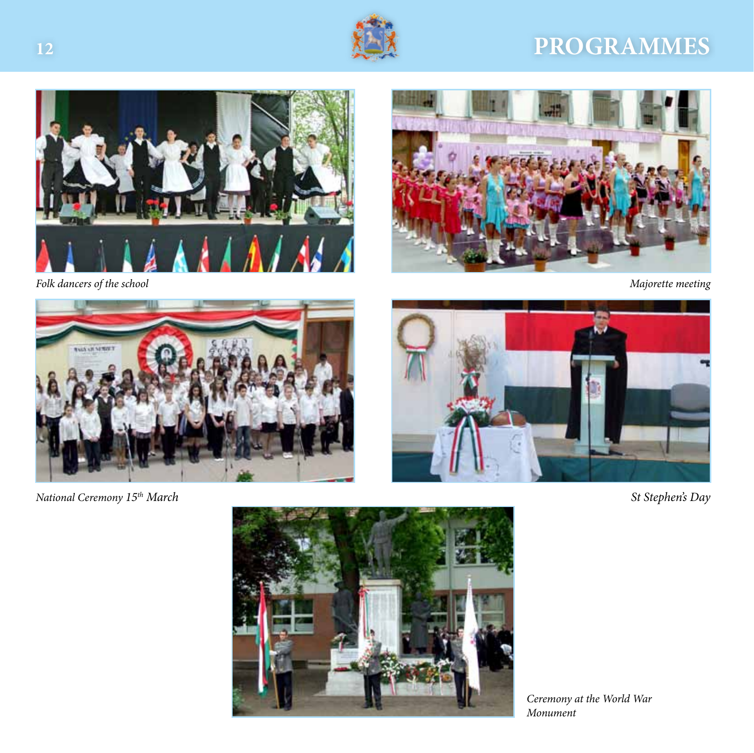# PROGRAMMES

*Folk dancers of the school*

*Majorette meeting*

*National Ceremony 15$^{th}$ March*

*St Stephen's Day*

*Ceremony at the World War Monument*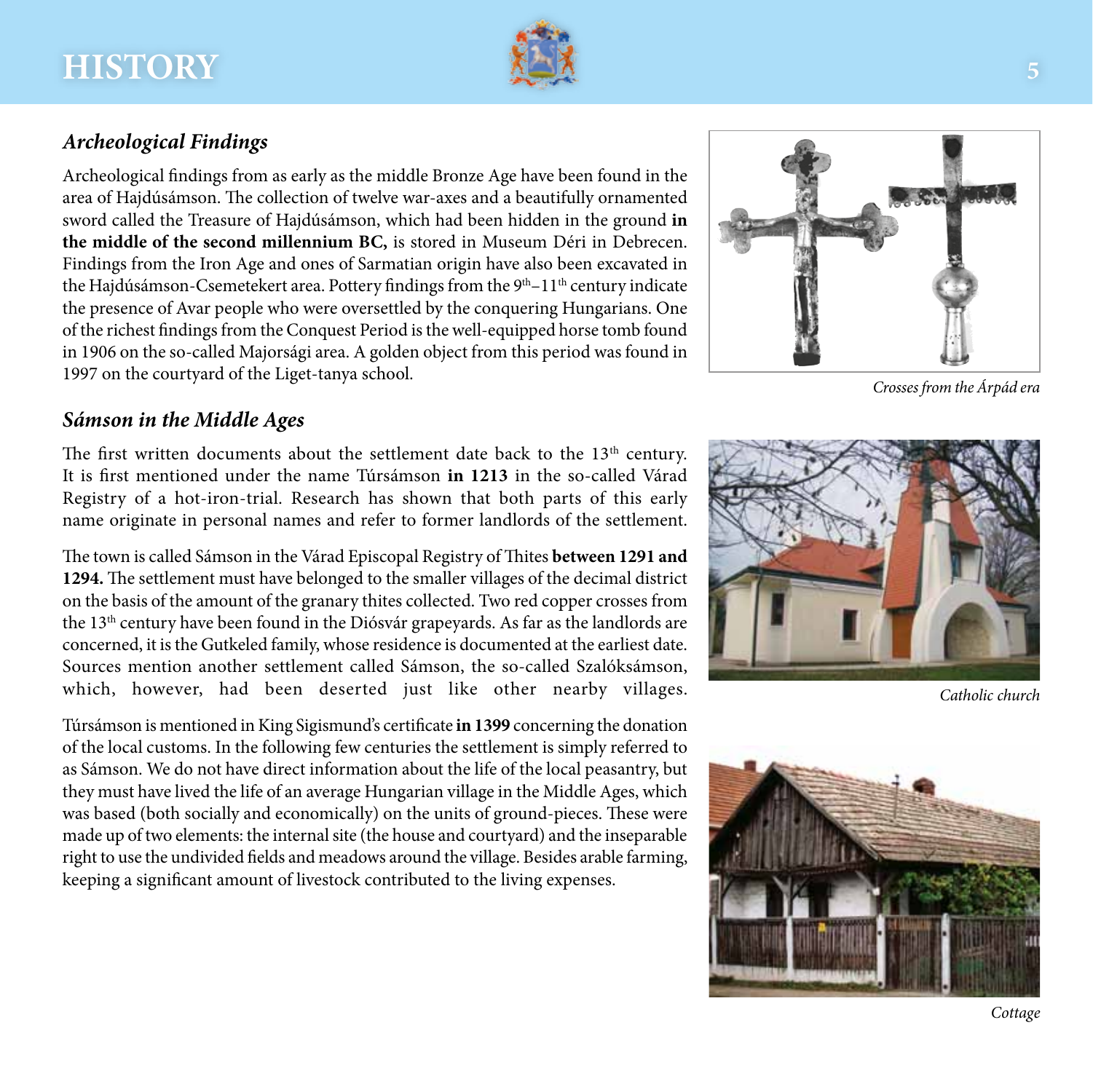# HISTORY

## *Archeological Findings*

Archeological findings from as early as the middle Bronze Age have been found in the area of Hajdúsámson. The collection of twelve war-axes and a beautifully ornamented sword called the Treasure of Hajdúsámson, which had been hidden in the ground **in the middle of the second millennium BC,** is stored in Museum Déri in Debrecen. Findings from the Iron Age and ones of Sarmatian origin have also been excavated in the Hajdúsámson-Csemetekert area. Pottery findings from the 9th–11th century indicate the presence of Avar people who were oversettled by the conquering Hungarians. One of the richest findings from the Conquest Period is the well-equipped horse tomb found in 1906 on the so-called Majorsági area. A golden object from this period was found in 1997 on the courtyard of the Liget-tanya school.

*Crosses from the Árpád era*

## *Sámson in the Middle Ages*

The first written documents about the settlement date back to the 13th century. It is first mentioned under the name Túrsámson **in 1213** in the so-called Várad Registry of a hot-iron-trial. Research has shown that both parts of this early name originate in personal names and refer to former landlords of the settlement.

The town is called Sámson in the Várad Episcopal Registry of Thites **between 1291 and 1294.** The settlement must have belonged to the smaller villages of the decimal district on the basis of the amount of the granary thites collected. Two red copper crosses from the 13th century have been found in the Diósvár grapeyards. As far as the landlords are concerned, it is the Gutkeled family, whose residence is documented at the earliest date. Sources mention another settlement called Sámson, the so-called Szalóksámson, which, however, had been deserted just like other nearby villages.

*Catholic church*

Túrsámson is mentioned in King Sigismund's certificate **in 1399** concerning the donation of the local customs. In the following few centuries the settlement is simply referred to as Sámson. We do not have direct information about the life of the local peasantry, but they must have lived the life of an average Hungarian village in the Middle Ages, which was based (both socially and economically) on the units of ground-pieces. These were made up of two elements: the internal site (the house and courtyard) and the inseparable right to use the undivided fields and meadows around the village. Besides arable farming, keeping a significant amount of livestock contributed to the living expenses.

*Cottage*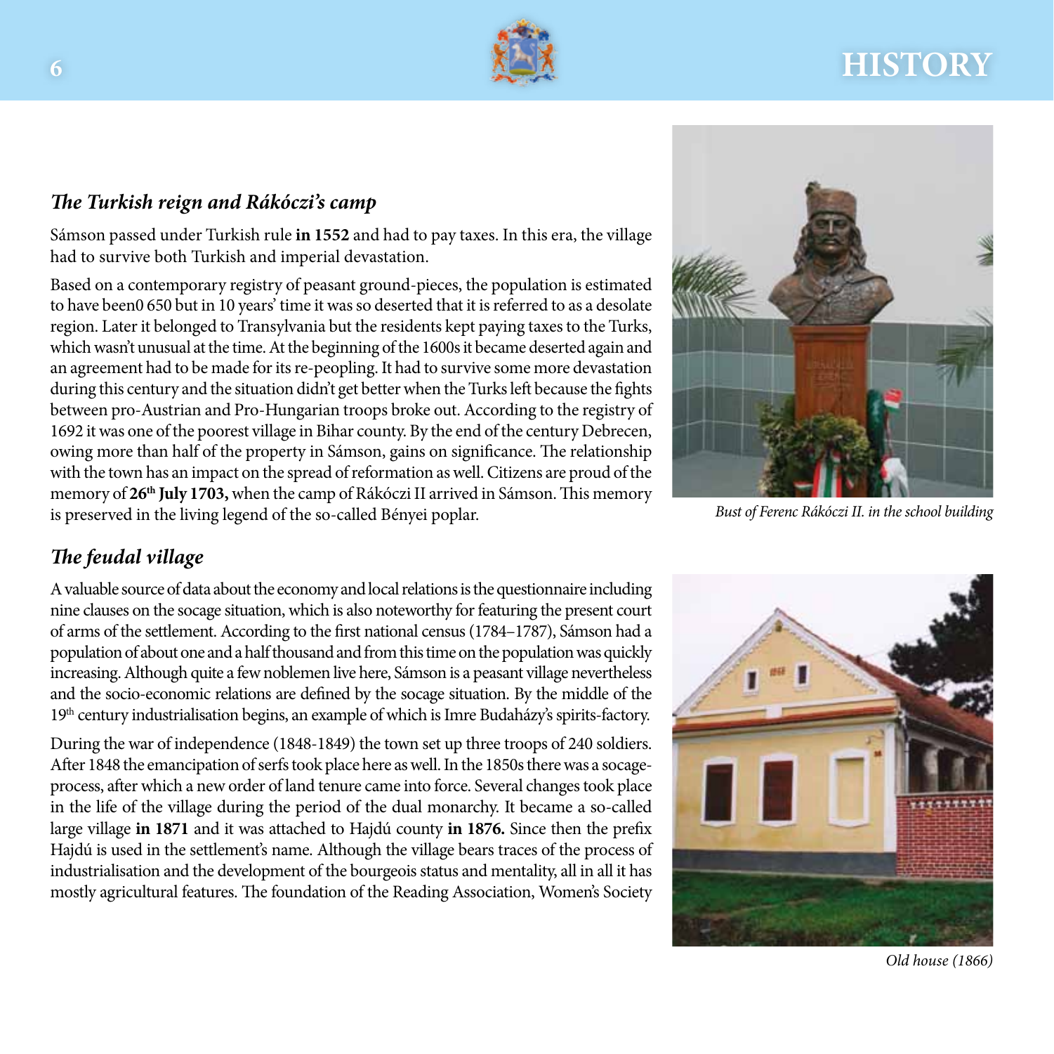### *The Turkish reign and Rákóczi's camp*

Sámson passed under Turkish rule **in 1552** and had to pay taxes. In this era, the village had to survive both Turkish and imperial devastation.

Based on a contemporary registry of peasant ground-pieces, the population is estimated to have been0 650 but in 10 years' time it was so deserted that it is referred to as a desolate region. Later it belonged to Transylvania but the residents kept paying taxes to the Turks, which wasn't unusual at the time. At the beginning of the 1600s it became deserted again and an agreement had to be made for its re-peopling. It had to survive some more devastation during this century and the situation didn't get better when the Turks left because the fights between pro-Austrian and Pro-Hungarian troops broke out. According to the registry of 1692 it was one of the poorest village in Bihar county. By the end of the century Debrecen, owing more than half of the property in Sámson, gains on significance. The relationship with the town has an impact on the spread of reformation as well. Citizens are proud of the memory of **26th July 1703,** when the camp of Rákóczi II arrived in Sámson. This memory is preserved in the living legend of the so-called Bényei poplar.

*Bust of Ferenc Rákóczi II. in the school building*

### *The feudal village*

A valuable source of data about the economy and local relations is the questionnaire including nine clauses on the socage situation, which is also noteworthy for featuring the present court of arms of the settlement. According to the first national census (1784–1787), Sámson had a population of about one and a half thousand and from this time on the population was quickly increasing. Although quite a few noblemen live here, Sámson is a peasant village nevertheless and the socio-economic relations are defined by the socage situation. By the middle of the 19th century industrialisation begins, an example of which is Imre Budaházy's spirits-factory.

During the war of independence (1848-1849) the town set up three troops of 240 soldiers. After 1848 the emancipation of serfs took place here as well. In the 1850s there was a socage-process, after which a new order of land tenure came into force. Several changes took place in the life of the village during the period of the dual monarchy. It became a so-called large village **in 1871** and it was attached to Hajdú county **in 1876.** Since then the prefix Hajdú is used in the settlement's name. Although the village bears traces of the process of industrialisation and the development of the bourgeois status and mentality, all in all it has mostly agricultural features. The foundation of the Reading Association, Women's Society

*Old house (1866)*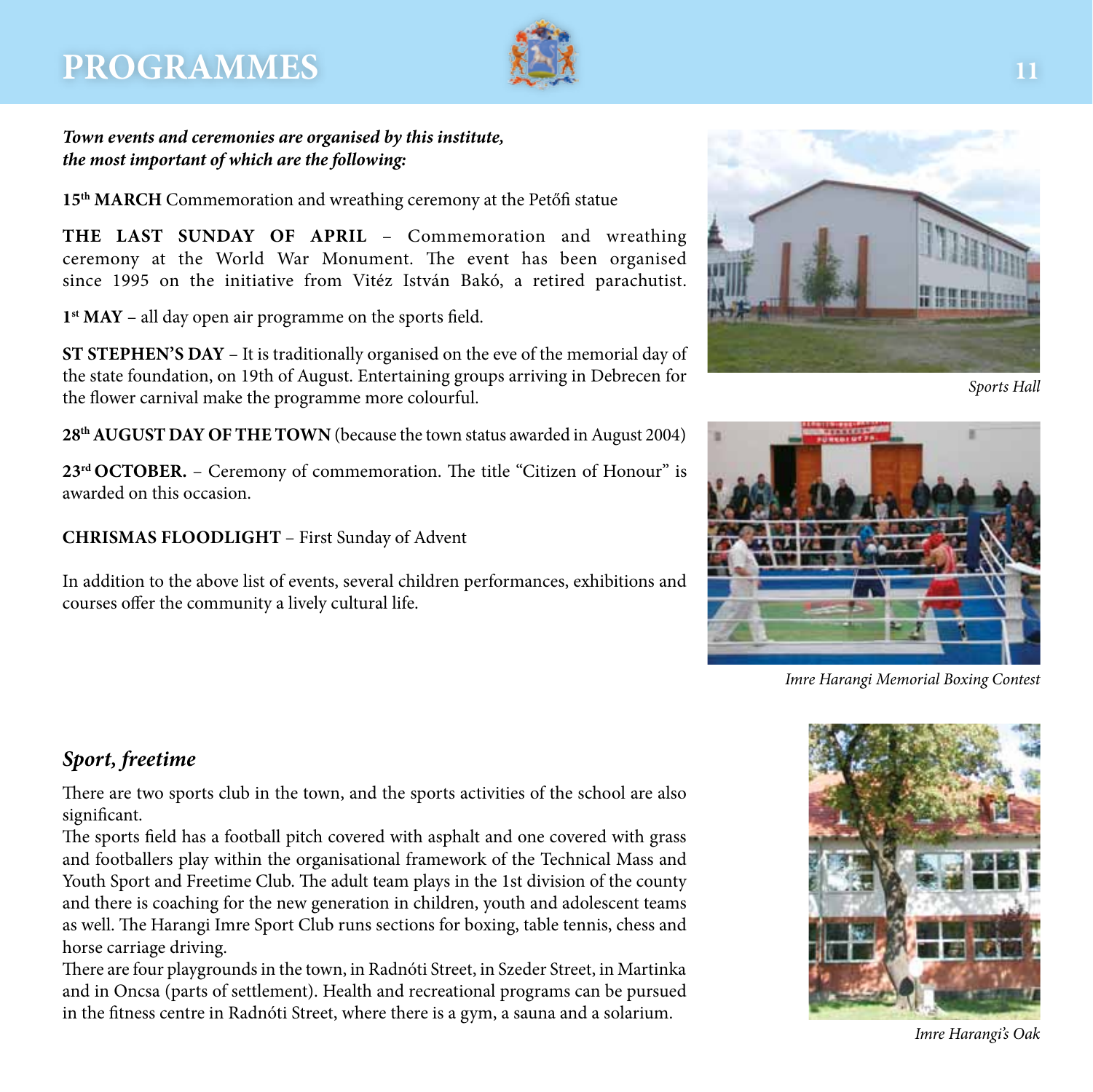# PROGRAMMES

***Town events and ceremonies are organised by this institute, the most important of which are the following:***

**15th MARCH** Commemoration and wreathing ceremony at the Petőfi statue

**THE LAST SUNDAY OF APRIL** – Commemoration and wreathing ceremony at the World War Monument. The event has been organised since 1995 on the initiative from Vitéz István Bakó, a retired parachutist.

**1st MAY** – all day open air programme on the sports field.

**ST STEPHEN'S DAY** – It is traditionally organised on the eve of the memorial day of the state foundation, on 19th of August. Entertaining groups arriving in Debrecen for the flower carnival make the programme more colourful.

**28th AUGUST DAY OF THE TOWN** (because the town status awarded in August 2004)

**23rd OCTOBER.** – Ceremony of commemoration. The title "Citizen of Honour" is awarded on this occasion.

**CHRISMAS FLOODLIGHT** – First Sunday of Advent

In addition to the above list of events, several children performances, exhibitions and courses offer the community a lively cultural life.

*Sports Hall*

*Imre Harangi Memorial Boxing Contest*

## *Sport, freetime*

There are two sports club in the town, and the sports activities of the school are also significant.

The sports field has a football pitch covered with asphalt and one covered with grass and footballers play within the organisational framework of the Technical Mass and Youth Sport and Freetime Club. The adult team plays in the 1st division of the county and there is coaching for the new generation in children, youth and adolescent teams as well. The Harangi Imre Sport Club runs sections for boxing, table tennis, chess and horse carriage driving.

There are four playgrounds in the town, in Radnóti Street, in Szeder Street, in Martinka and in Oncsa (parts of settlement). Health and recreational programs can be pursued in the fitness centre in Radnóti Street, where there is a gym, a sauna and a solarium.

*Imre Harangi's Oak*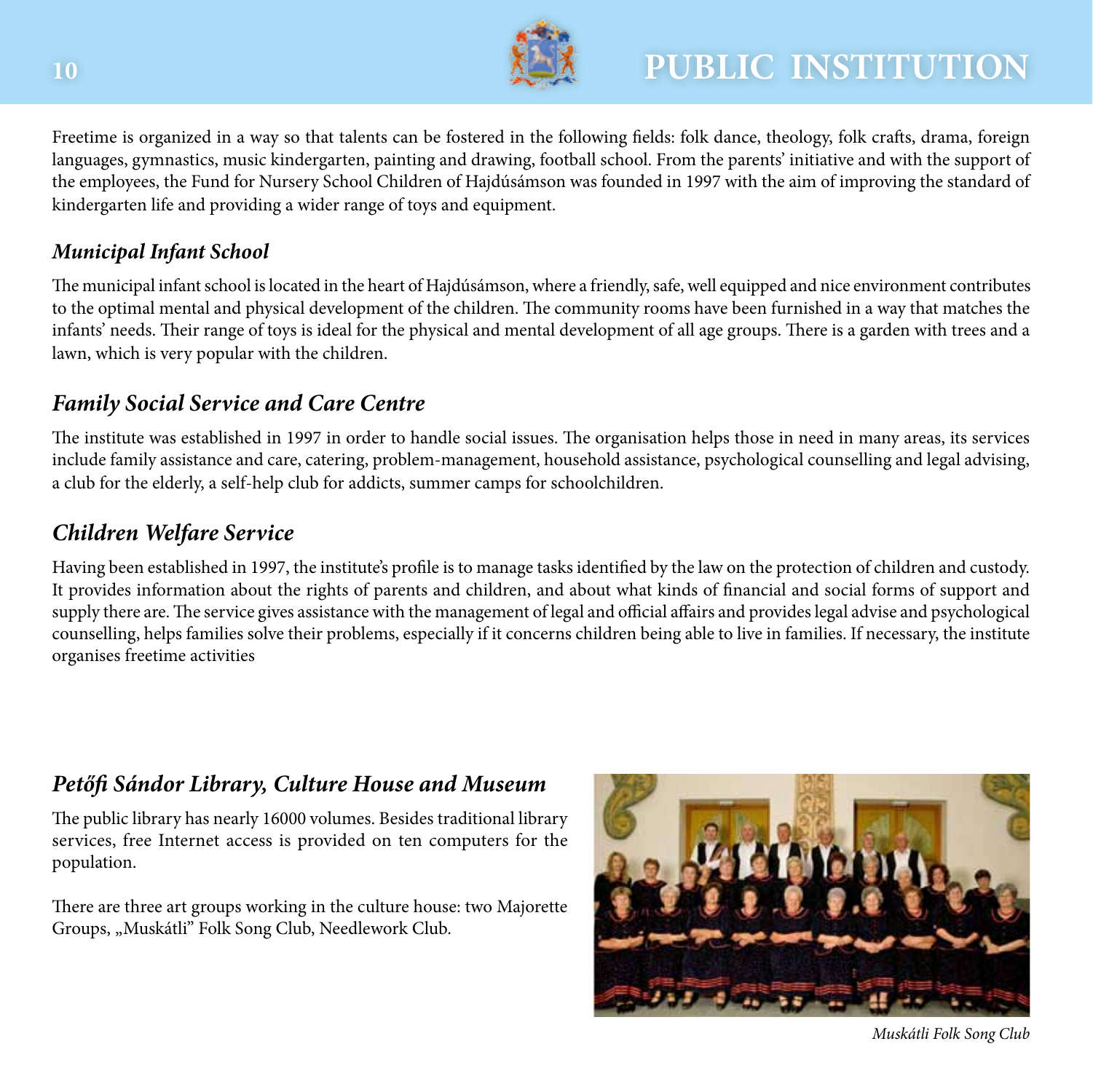Freetime is organized in a way so that talents can be fostered in the following fields: folk dance, theology, folk crafts, drama, foreign languages, gymnastics, music kindergarten, painting and drawing, football school. From the parents' initiative and with the support of the employees, the Fund for Nursery School Children of Hajdúsámson was founded in 1997 with the aim of improving the standard of kindergarten life and providing a wider range of toys and equipment.

### *Municipal Infant School*

The municipal infant school is located in the heart of Hajdúsámson, where a friendly, safe, well equipped and nice environment contributes to the optimal mental and physical development of the children. The community rooms have been furnished in a way that matches the infants' needs. Their range of toys is ideal for the physical and mental development of all age groups. There is a garden with trees and a lawn, which is very popular with the children.

### *Family Social Service and Care Centre*

The institute was established in 1997 in order to handle social issues. The organisation helps those in need in many areas, its services include family assistance and care, catering, problem-management, household assistance, psychological counselling and legal advising, a club for the elderly, a self-help club for addicts, summer camps for schoolchildren.

### *Children Welfare Service*

Having been established in 1997, the institute's profile is to manage tasks identified by the law on the protection of children and custody. It provides information about the rights of parents and children, and about what kinds of financial and social forms of support and supply there are. The service gives assistance with the management of legal and official affairs and provides legal advise and psychological counselling, helps families solve their problems, especially if it concerns children being able to live in families. If necessary, the institute organises freetime activities

### *Petőfi Sándor Library, Culture House and Museum*

The public library has nearly 16000 volumes. Besides traditional library services, free Internet access is provided on ten computers for the population.

There are three art groups working in the culture house: two Majorette Groups, „Muskátli" Folk Song Club, Needlework Club.

*Muskátli Folk Song Club*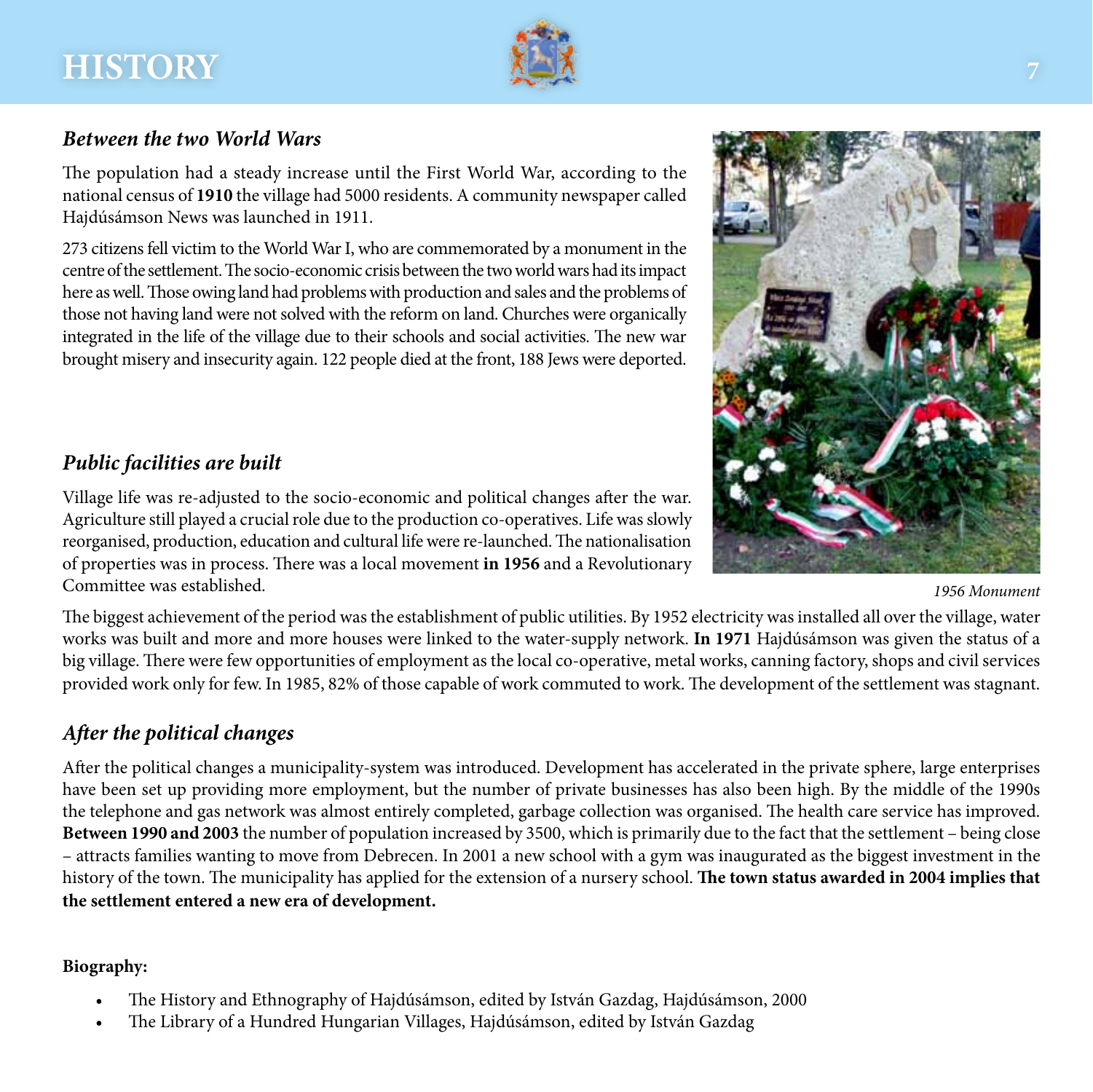# HISTORY

### *Between the two World Wars*

The population had a steady increase until the First World War, according to the national census of **1910** the village had 5000 residents. A community newspaper called Hajdúsámson News was launched in 1911.

273 citizens fell victim to the World War I, who are commemorated by a monument in the centre of the settlement. The socio-economic crisis between the two world wars had its impact here as well. Those owing land had problems with production and sales and the problems of those not having land were not solved with the reform on land. Churches were organically integrated in the life of the village due to their schools and social activities. The new war brought misery and insecurity again. 122 people died at the front, 188 Jews were deported.

### *Public facilities are built*

Village life was re-adjusted to the socio-economic and political changes after the war. Agriculture still played a crucial role due to the production co-operatives. Life was slowly reorganised, production, education and cultural life were re-launched. The nationalisation of properties was in process. There was a local movement **in 1956** and a Revolutionary Committee was established.

*1956 Monument*

The biggest achievement of the period was the establishment of public utilities. By 1952 electricity was installed all over the village, water works was built and more and more houses were linked to the water-supply network. **In 1971** Hajdúsámson was given the status of a big village. There were few opportunities of employment as the local co-operative, metal works, canning factory, shops and civil services provided work only for few. In 1985, 82% of those capable of work commuted to work. The development of the settlement was stagnant.

### *After the political changes*

After the political changes a municipality-system was introduced. Development has accelerated in the private sphere, large enterprises have been set up providing more employment, but the number of private businesses has also been high. By the middle of the 1990s the telephone and gas network was almost entirely completed, garbage collection was organised. The health care service has improved. **Between 1990 and 2003** the number of population increased by 3500, which is primarily due to the fact that the settlement – being close – attracts families wanting to move from Debrecen. In 2001 a new school with a gym was inaugurated as the biggest investment in the history of the town. The municipality has applied for the extension of a nursery school. **The town status awarded in 2004 implies that the settlement entered a new era of development.**

**Biography:**

- The History and Ethnography of Hajdúsámson, edited by István Gazdag, Hajdúsámson, 2000
- The Library of a Hundred Hungarian Villages, Hajdúsámson, edited by István Gazdag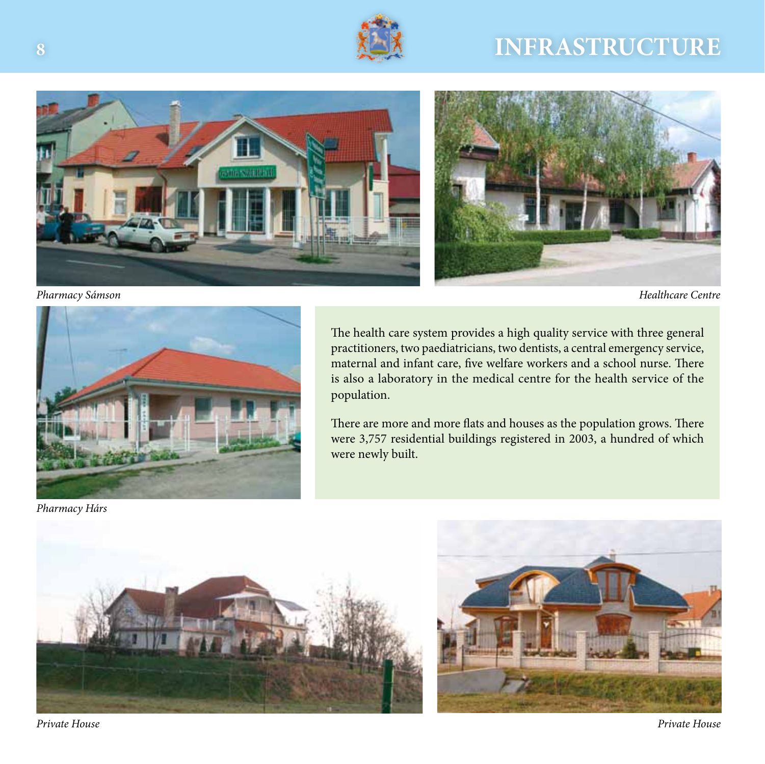# INFRASTRUCTURE

*Pharmacy Sámson*

*Healthcare Centre*

*Pharmacy Hárs*

The health care system provides a high quality service with three general practitioners, two paediatricians, two dentists, a central emergency service, maternal and infant care, five welfare workers and a school nurse. There is also a laboratory in the medical centre for the health service of the population.

There are more and more flats and houses as the population grows. There were 3,757 residential buildings registered in 2003, a hundred of which were newly built.

*Private House*

*Private House*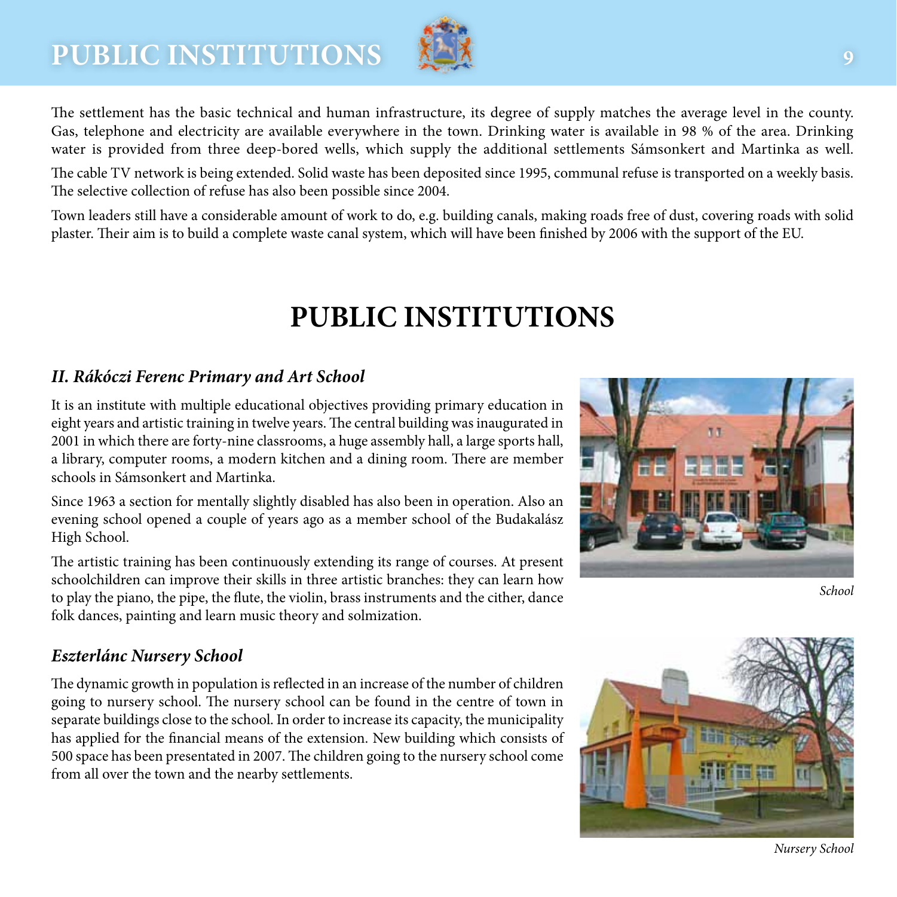The settlement has the basic technical and human infrastructure, its degree of supply matches the average level in the county. Gas, telephone and electricity are available everywhere in the town. Drinking water is available in 98 % of the area. Drinking water is provided from three deep-bored wells, which supply the additional settlements Sámsonkert and Martinka as well.

The cable TV network is being extended. Solid waste has been deposited since 1995, communal refuse is transported on a weekly basis. The selective collection of refuse has also been possible since 2004.

Town leaders still have a considerable amount of work to do, e.g. building canals, making roads free of dust, covering roads with solid plaster. Their aim is to build a complete waste canal system, which will have been finished by 2006 with the support of the EU.

# PUBLIC INSTITUTIONS

### *II. Rákóczi Ferenc Primary and Art School*

It is an institute with multiple educational objectives providing primary education in eight years and artistic training in twelve years. The central building was inaugurated in 2001 in which there are forty-nine classrooms, a huge assembly hall, a large sports hall, a library, computer rooms, a modern kitchen and a dining room. There are member schools in Sámsonkert and Martinka.

Since 1963 a section for mentally slightly disabled has also been in operation. Also an evening school opened a couple of years ago as a member school of the Budakalász High School.

The artistic training has been continuously extending its range of courses. At present schoolchildren can improve their skills in three artistic branches: they can learn how to play the piano, the pipe, the flute, the violin, brass instruments and the cither, dance folk dances, painting and learn music theory and solmization.

*School*

### *Eszterlánc Nursery School*

The dynamic growth in population is reflected in an increase of the number of children going to nursery school. The nursery school can be found in the centre of town in separate buildings close to the school. In order to increase its capacity, the municipality has applied for the financial means of the extension. New building which consists of 500 space has been presentated in 2007. The children going to the nursery school come from all over the town and the nearby settlements.

*Nursery School*